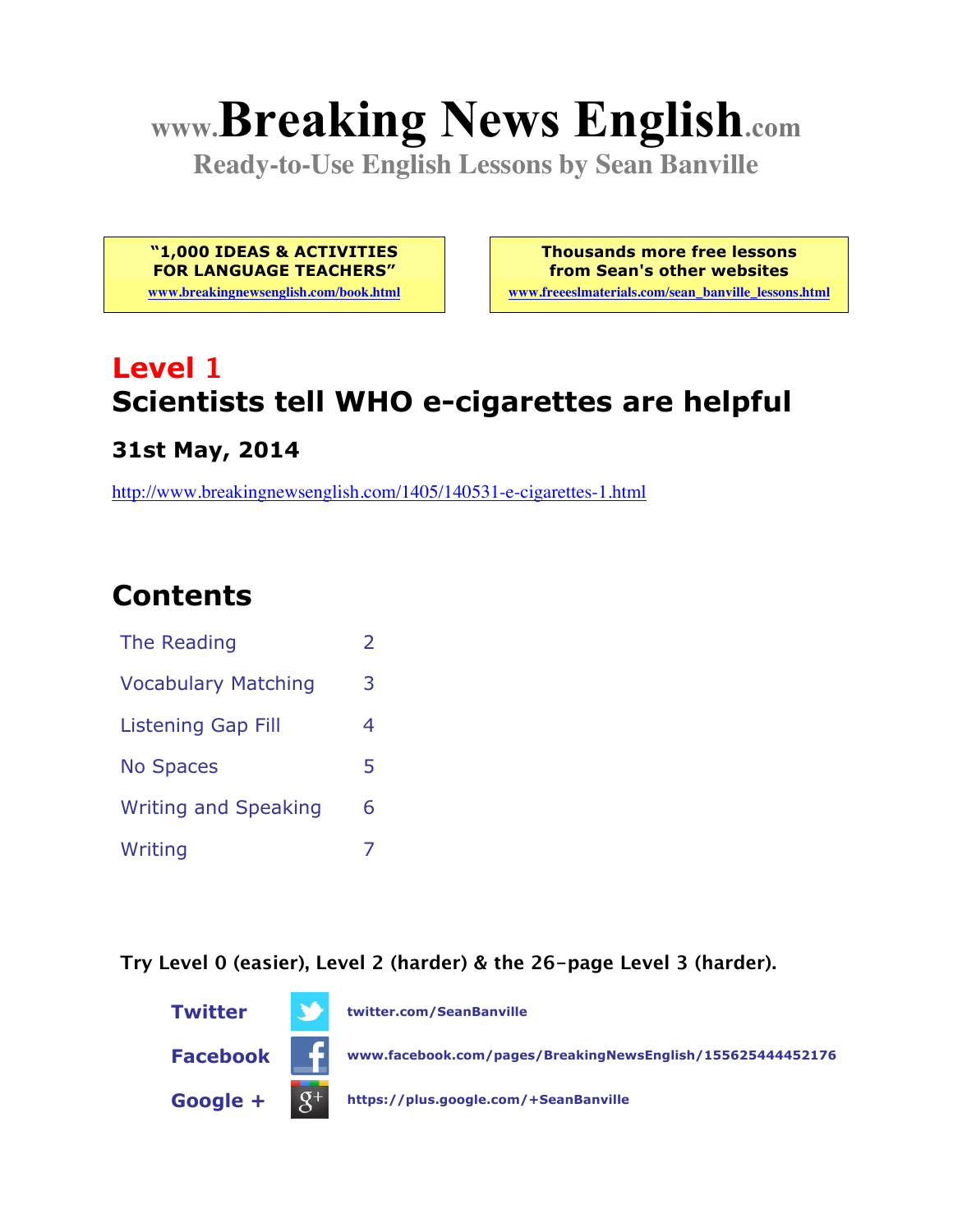# www.Breaking News English.com

**Ready-to-Use English Lessons by Sean Banville**

**"1,000 IDEAS & ACTIVITIES FOR LANGUAGE TEACHERS"**
www.breakingnewsenglish.com/book.html

**Thousands more free lessons from Sean's other websites**
www.freeeslmaterials.com/sean_banville_lessons.html

## Level 1

## Scientists tell WHO e-cigarettes are helpful

### 31st May, 2014

http://www.breakingnewsenglish.com/1405/140531-e-cigarettes-1.html

## Contents

| | |
|---|---|
| The Reading | 2 |
| Vocabulary Matching | 3 |
| Listening Gap Fill | 4 |
| No Spaces | 5 |
| Writing and Speaking | 6 |
| Writing | 7 |

**Try Level 0 (easier), Level 2 (harder) & the 26-page Level 3 (harder).**

**Twitter** twitter.com/SeanBanville

**Facebook** www.facebook.com/pages/BreakingNewsEnglish/155625444452176

**Google +** https://plus.google.com/+SeanBanville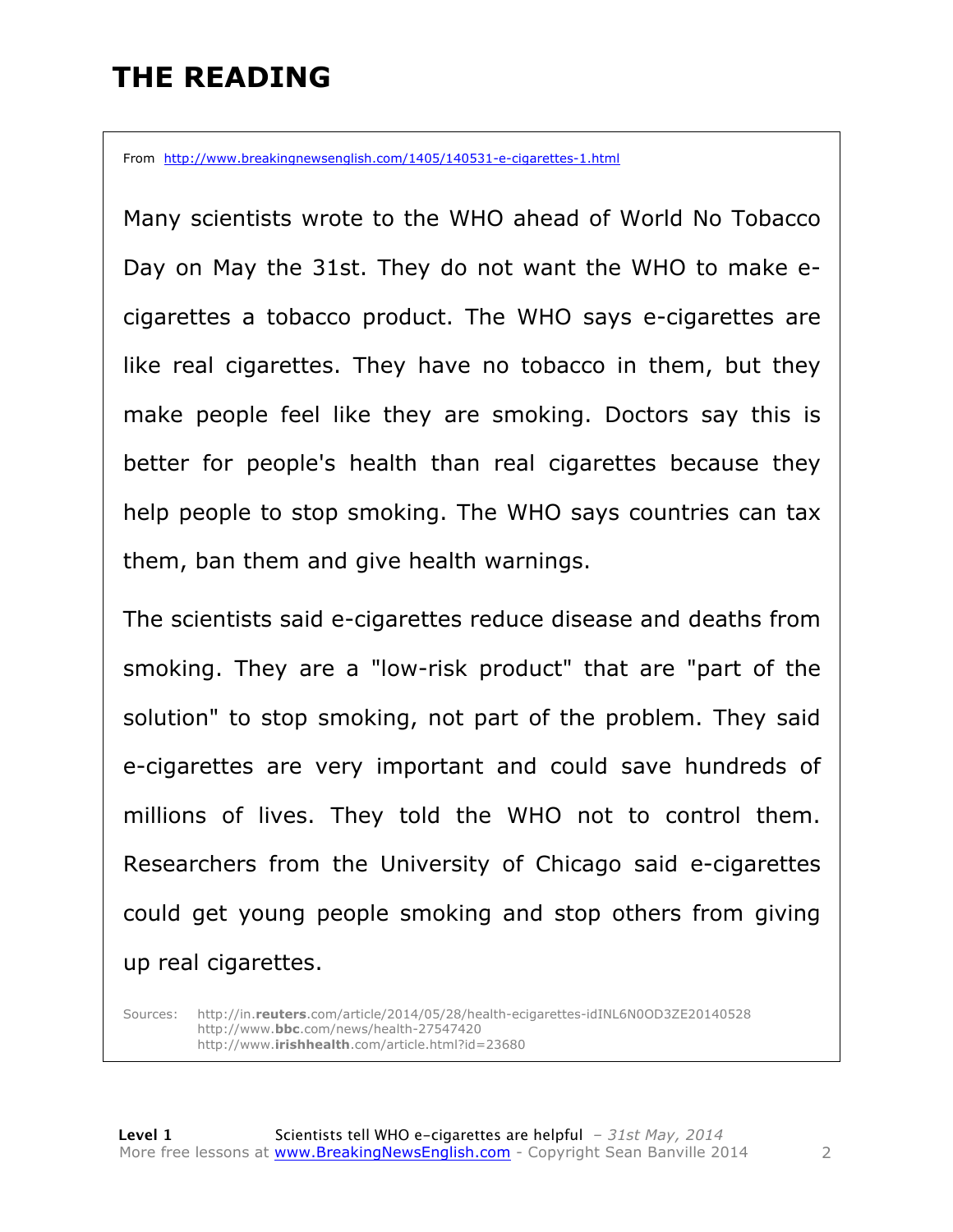# THE READING

From http://www.breakingnewsenglish.com/1405/140531-e-cigarettes-1.html

Many scientists wrote to the WHO ahead of World No Tobacco Day on May the 31st. They do not want the WHO to make e-cigarettes a tobacco product. The WHO says e-cigarettes are like real cigarettes. They have no tobacco in them, but they make people feel like they are smoking. Doctors say this is better for people's health than real cigarettes because they help people to stop smoking. The WHO says countries can tax them, ban them and give health warnings.

The scientists said e-cigarettes reduce disease and deaths from smoking. They are a "low-risk product" that are "part of the solution" to stop smoking, not part of the problem. They said e-cigarettes are very important and could save hundreds of millions of lives. They told the WHO not to control them. Researchers from the University of Chicago said e-cigarettes could get young people smoking and stop others from giving up real cigarettes.

Sources: http://in.**reuters**.com/article/2014/05/28/health-ecigarettes-idINL6N0OD3ZE20140528
http://www.**bbc**.com/news/health-27547420
http://www.**irishhealth**.com/article.html?id=23680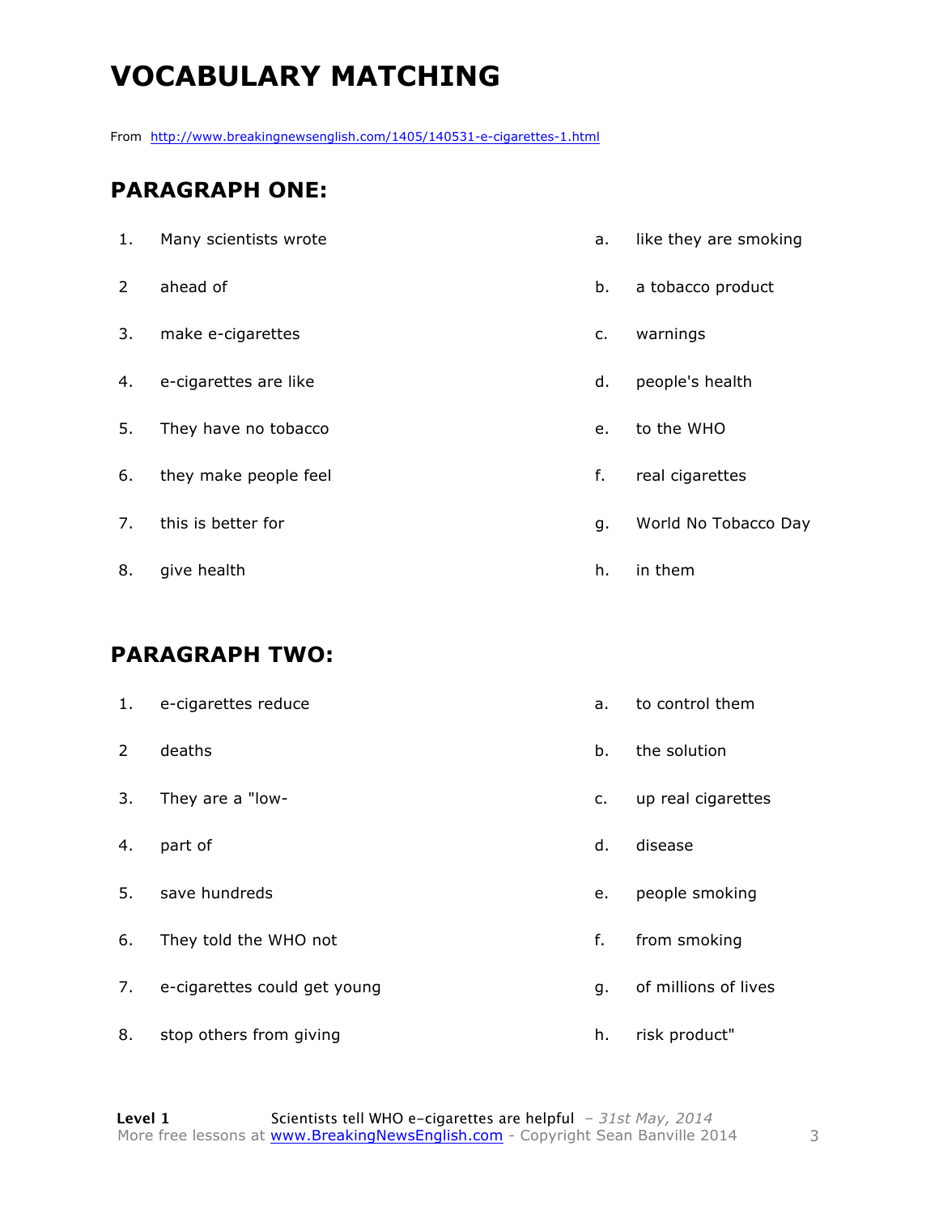# VOCABULARY MATCHING

From http://www.breakingnewsenglish.com/1405/140531-e-cigarettes-1.html

## PARAGRAPH ONE:

| | | | |
|---|---|---|---|
| 1. | Many scientists wrote | a. | like they are smoking |
| 2 | ahead of | b. | a tobacco product |
| 3. | make e-cigarettes | c. | warnings |
| 4. | e-cigarettes are like | d. | people's health |
| 5. | They have no tobacco | e. | to the WHO |
| 6. | they make people feel | f. | real cigarettes |
| 7. | this is better for | g. | World No Tobacco Day |
| 8. | give health | h. | in them |

## PARAGRAPH TWO:

| | | | |
|---|---|---|---|
| 1. | e-cigarettes reduce | a. | to control them |
| 2 | deaths | b. | the solution |
| 3. | They are a "low- | c. | up real cigarettes |
| 4. | part of | d. | disease |
| 5. | save hundreds | e. | people smoking |
| 6. | They told the WHO not | f. | from smoking |
| 7. | e-cigarettes could get young | g. | of millions of lives |
| 8. | stop others from giving | h. | risk product" |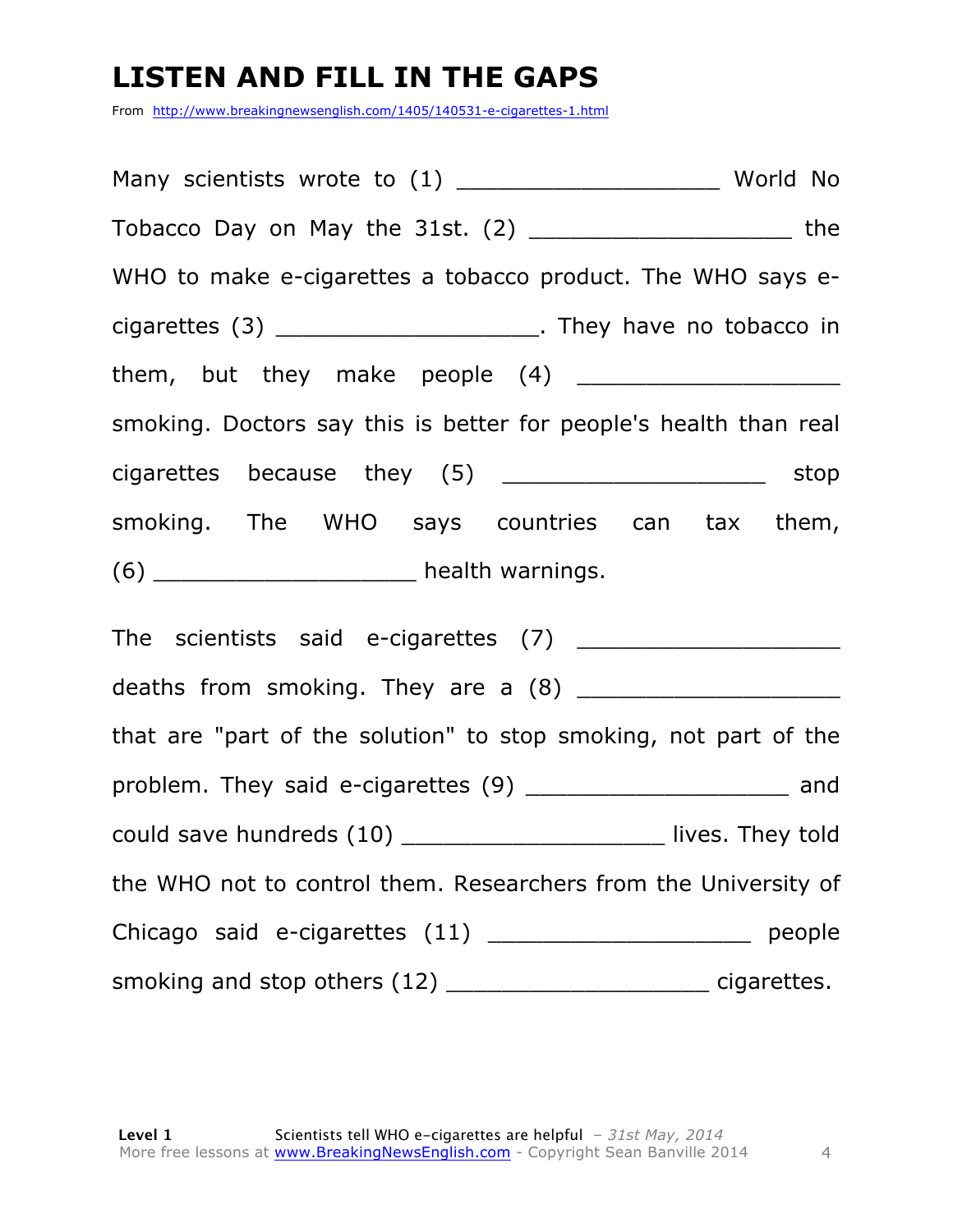# LISTEN AND FILL IN THE GAPS

From http://www.breakingnewsenglish.com/1405/140531-e-cigarettes-1.html

Many scientists wrote to (1) ___________________ World No Tobacco Day on May the 31st. (2) ___________________ the WHO to make e-cigarettes a tobacco product. The WHO says e-cigarettes (3) ___________________. They have no tobacco in them, but they make people (4) ___________________ smoking. Doctors say this is better for people's health than real cigarettes because they (5) ___________________ stop smoking. The WHO says countries can tax them, (6) ___________________ health warnings.

The scientists said e-cigarettes (7) ___________________ deaths from smoking. They are a (8) ___________________ that are "part of the solution" to stop smoking, not part of the problem. They said e-cigarettes (9) ___________________ and could save hundreds (10) ___________________ lives. They told the WHO not to control them. Researchers from the University of Chicago said e-cigarettes (11) ___________________ people smoking and stop others (12) ___________________ cigarettes.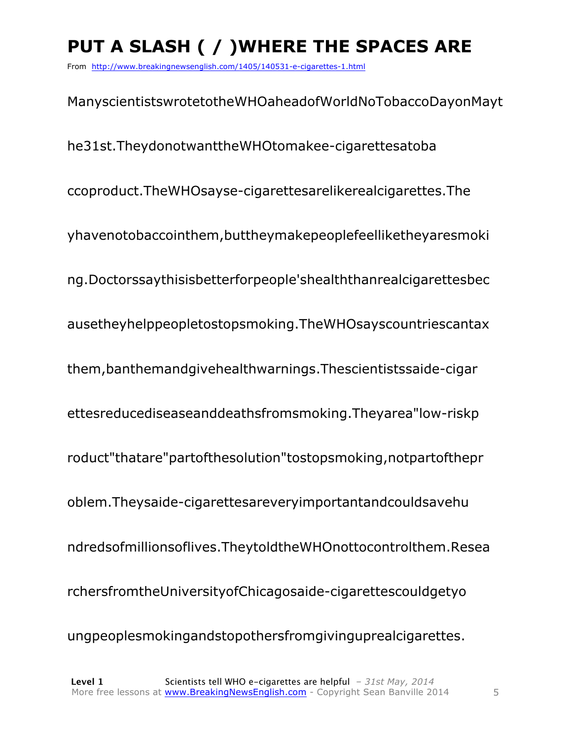# PUT A SLASH ( / )WHERE THE SPACES ARE

From http://www.breakingnewsenglish.com/1405/140531-e-cigarettes-1.html

ManyscientistswrotetotheWHOaheadofWorldNoTobaccoDayonMayt

he31st.TheydonotwanttheWHOtomakee-cigarettesatoba

ccoproduct.TheWHOsayse-cigarettesarelikerealcigarettes.The

yhavenotobaccointhem,buttheymakepeoplefeelliketheyaresmoki

ng.Doctorssaythisisbetterforpeople'shealththanrealcigarettesbec

ausetheyhelppeopletostopsmoking.TheWHOsayscountriescantax

them,banthemandgivehealthwarnings.Thescientistssaide-cigar

ettesreducediseaseanddeathsfromsmoking.Theyarea"low-riskp

roduct"thatare"partofthesolution"tostopsmoking,notpartofthepr

oblem.Theysaide-cigarettesareveryimportantandcouldsavehu

ndredsofmillionsoflives.TheytoldtheWHOnottocontrolthem.Resea

rchersfromtheUniversityofChicagosaide-cigarettescouldgetyo

ungpeoplesmokingandstopothersfromgivinguprealcigarettes.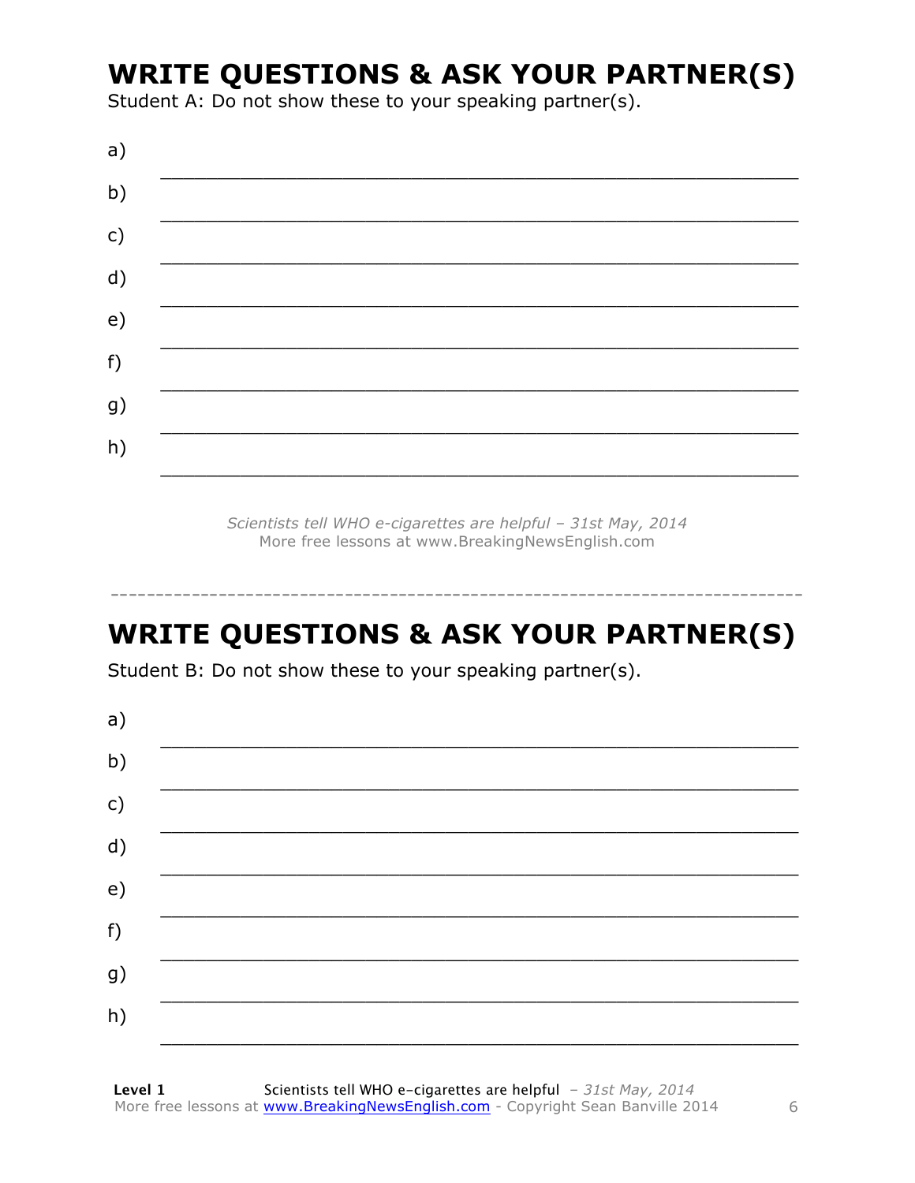## WRITE QUESTIONS & ASK YOUR PARTNER(S)

Student A: Do not show these to your speaking partner(s).

a) ___________________________________________________________

b) ___________________________________________________________

c) ___________________________________________________________

d) ___________________________________________________________

e) ___________________________________________________________

f) ___________________________________________________________

g) ___________________________________________________________

h) ___________________________________________________________

*Scientists tell WHO e-cigarettes are helpful – 31st May, 2014*
More free lessons at www.BreakingNewsEnglish.com

---

## WRITE QUESTIONS & ASK YOUR PARTNER(S)

Student B: Do not show these to your speaking partner(s).

a) ___________________________________________________________

b) ___________________________________________________________

c) ___________________________________________________________

d) ___________________________________________________________

e) ___________________________________________________________

f) ___________________________________________________________

g) ___________________________________________________________

h) ___________________________________________________________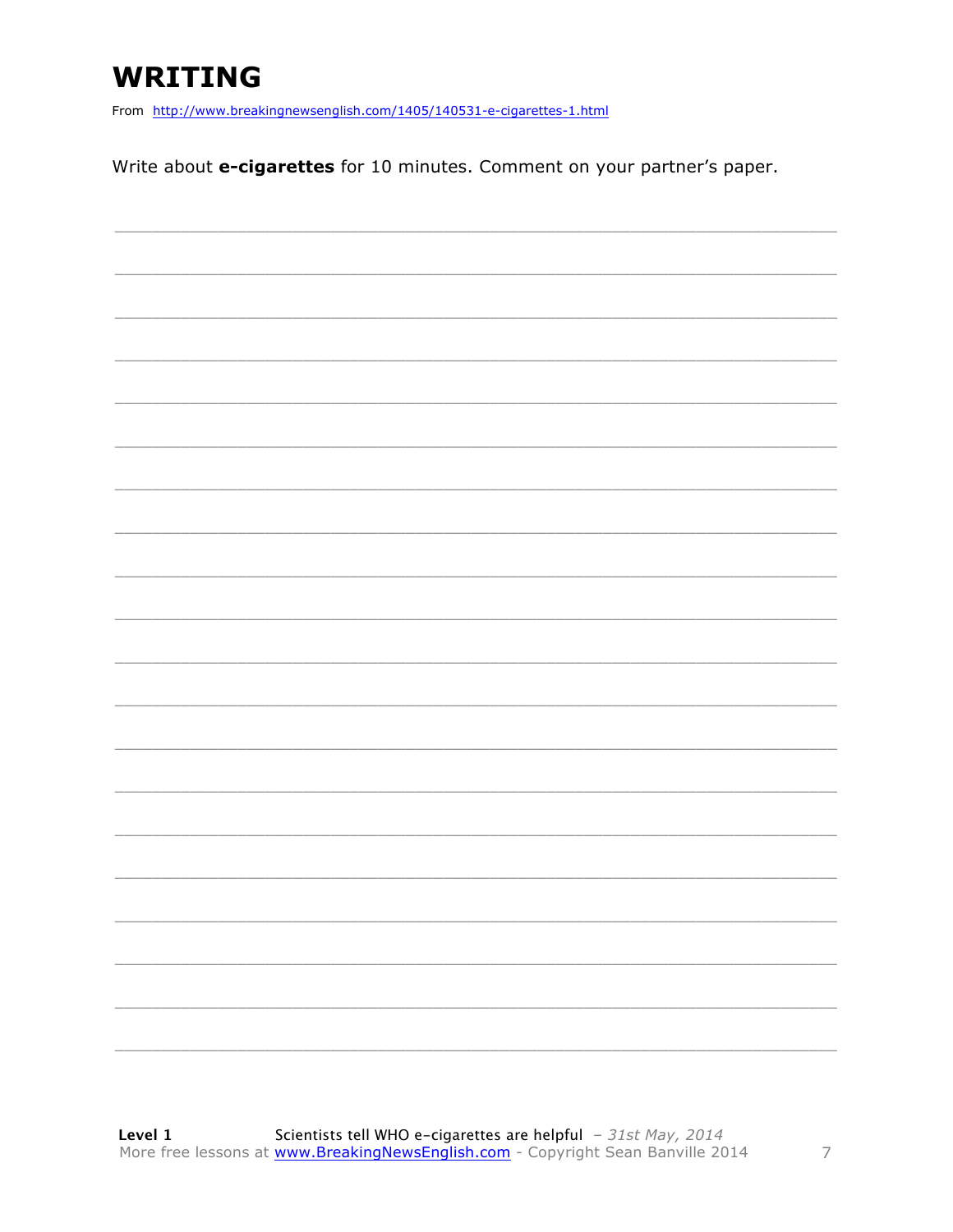# WRITING

From http://www.breakingnewsenglish.com/1405/140531-e-cigarettes-1.html

Write about **e-cigarettes** for 10 minutes. Comment on your partner's paper.